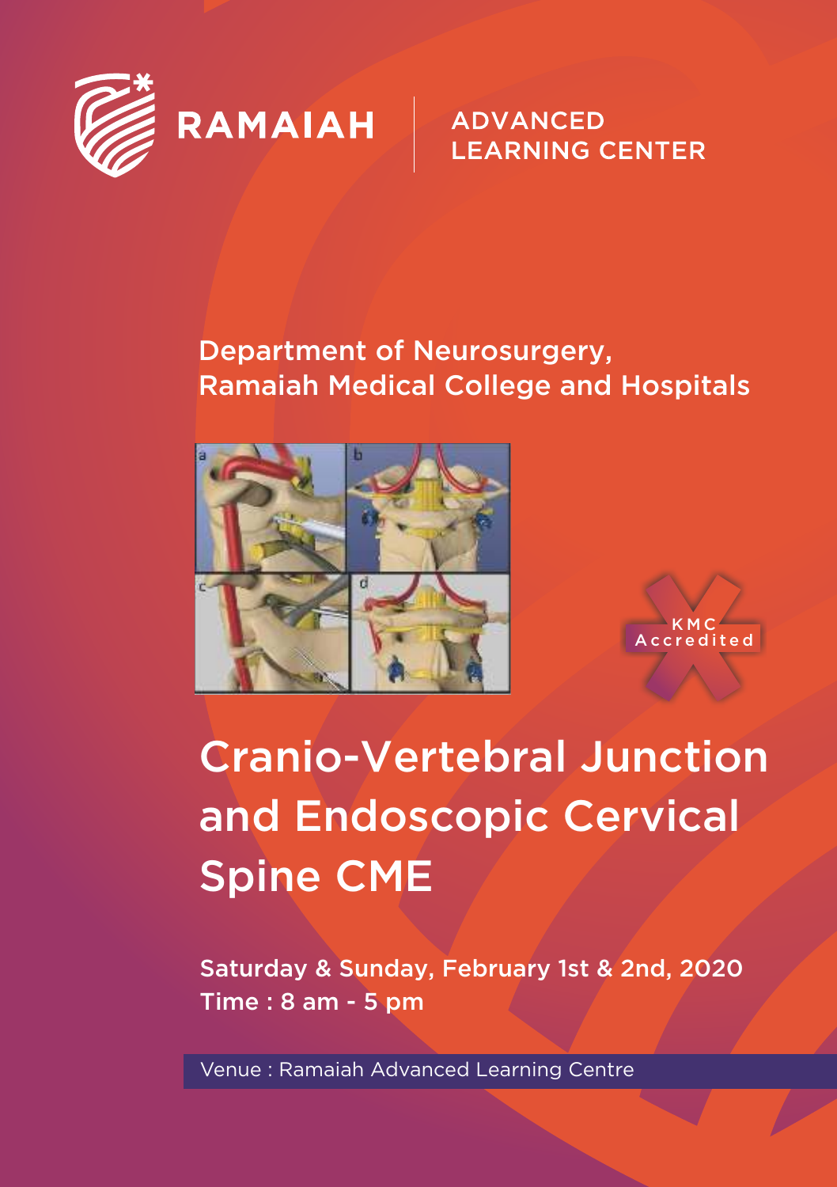RAMAIAH | ADVANCED LEARNING CENTER

Department of Neurosurgery,
Ramaiah Medical College and Hospitals

KMC Accredited

# Cranio-Vertebral Junction and Endoscopic Cervical Spine CME

Saturday & Sunday, February 1st & 2nd, 2020
Time : 8 am - 5 pm

Venue : Ramaiah Advanced Learning Centre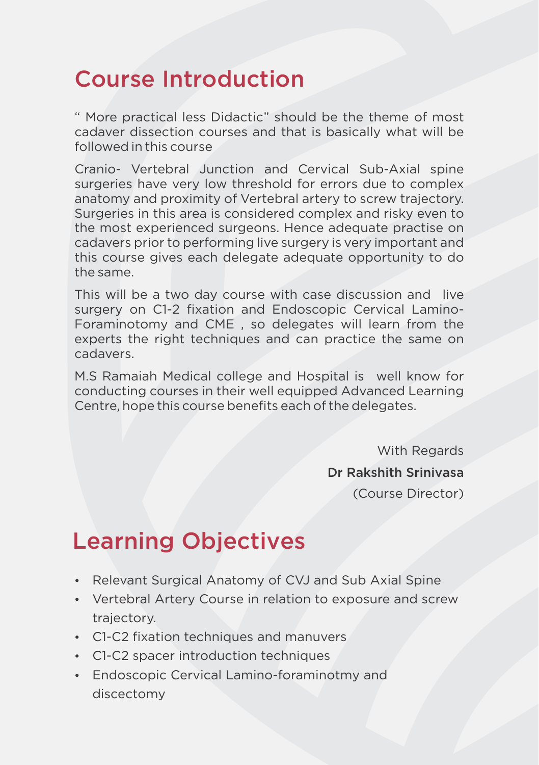# Course Introduction

" More practical less Didactic" should be the theme of most cadaver dissection courses and that is basically what will be followed in this course

Cranio- Vertebral Junction and Cervical Sub-Axial spine surgeries have very low threshold for errors due to complex anatomy and proximity of Vertebral artery to screw trajectory. Surgeries in this area is considered complex and risky even to the most experienced surgeons. Hence adequate practise on cadavers prior to performing live surgery is very important and this course gives each delegate adequate opportunity to do the same.

This will be a two day course with case discussion and live surgery on C1-2 fixation and Endoscopic Cervical Lamino-Foraminotomy and CME , so delegates will learn from the experts the right techniques and can practice the same on cadavers.

M.S Ramaiah Medical college and Hospital is well know for conducting courses in their well equipped Advanced Learning Centre, hope this course benefits each of the delegates.

With Regards

**Dr Rakshith Srinivasa**

(Course Director)

# Learning Objectives

- Relevant Surgical Anatomy of CVJ and Sub Axial Spine
- Vertebral Artery Course in relation to exposure and screw trajectory.
- C1-C2 fixation techniques and manuvers
- C1-C2 spacer introduction techniques
- Endoscopic Cervical Lamino-foraminotmy and discectomy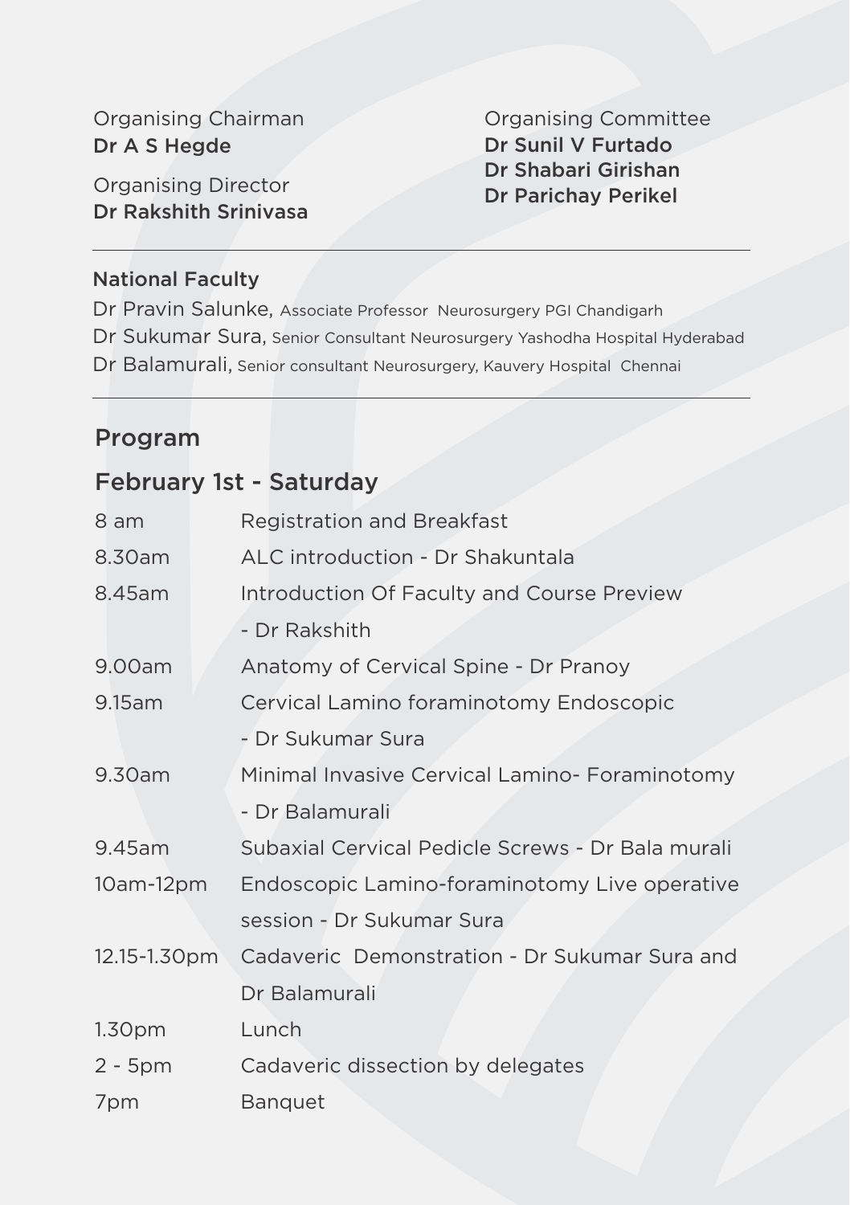Organising Chairman
**Dr A S Hegde**

Organising Director
**Dr Rakshith Srinivasa**

Organising Committee
**Dr Sunil V Furtado**
**Dr Shabari Girishan**
**Dr Parichay Perikel**

---

**National Faculty**

Dr Pravin Salunke, Associate Professor Neurosurgery PGI Chandigarh
Dr Sukumar Sura, Senior Consultant Neurosurgery Yashodha Hospital Hyderabad
Dr Balamurali, Senior consultant Neurosurgery, Kauvery Hospital Chennai

---

## Program

### February 1st - Saturday

| | |
|---|---|
| 8 am | Registration and Breakfast |
| 8.30am | ALC introduction - Dr Shakuntala |
| 8.45am | Introduction Of Faculty and Course Preview - Dr Rakshith |
| 9.00am | Anatomy of Cervical Spine - Dr Pranoy |
| 9.15am | Cervical Lamino foraminotomy Endoscopic - Dr Sukumar Sura |
| 9.30am | Minimal Invasive Cervical Lamino- Foraminotomy - Dr Balamurali |
| 9.45am | Subaxial Cervical Pedicle Screws - Dr Bala murali |
| 10am-12pm | Endoscopic Lamino-foraminotomy Live operative session - Dr Sukumar Sura |
| 12.15-1.30pm | Cadaveric Demonstration - Dr Sukumar Sura and Dr Balamurali |
| 1.30pm | Lunch |
| 2 - 5pm | Cadaveric dissection by delegates |
| 7pm | Banquet |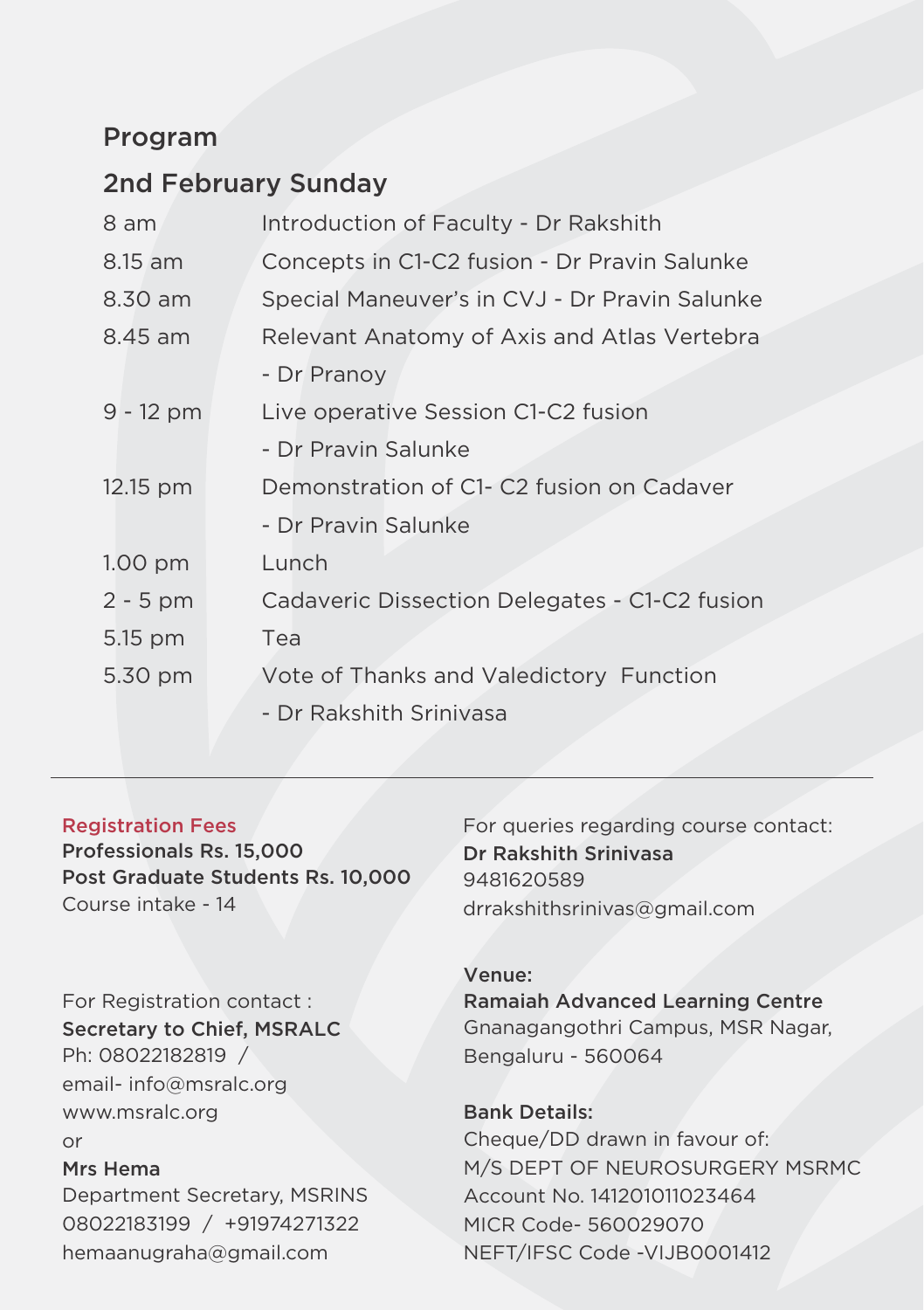## Program

## 2nd February Sunday

| | |
|---|---|
| 8 am | Introduction of Faculty - Dr Rakshith |
| 8.15 am | Concepts in C1-C2 fusion - Dr Pravin Salunke |
| 8.30 am | Special Maneuver's in CVJ - Dr Pravin Salunke |
| 8.45 am | Relevant Anatomy of Axis and Atlas Vertebra - Dr Pranoy |
| 9 - 12 pm | Live operative Session C1-C2 fusion - Dr Pravin Salunke |
| 12.15 pm | Demonstration of C1- C2 fusion on Cadaver - Dr Pravin Salunke |
| 1.00 pm | Lunch |
| 2 - 5 pm | Cadaveric Dissection Delegates - C1-C2 fusion |
| 5.15 pm | Tea |
| 5.30 pm | Vote of Thanks and Valedictory Function - Dr Rakshith Srinivasa |

---

**Registration Fees**
**Professionals Rs. 15,000**
**Post Graduate Students Rs. 10,000**
Course intake - 14

For Registration contact :
**Secretary to Chief, MSRALC**
Ph: 08022182819 /
email- info@msralc.org
www.msralc.org
or
**Mrs Hema**
Department Secretary, MSRINS
08022183199 / +91974271322
hemaanugraha@gmail.com

For queries regarding course contact:
**Dr Rakshith Srinivasa**
9481620589
drrakshithsrinivas@gmail.com

**Venue:**
**Ramaiah Advanced Learning Centre**
Gnanagangothri Campus, MSR Nagar,
Bengaluru - 560064

**Bank Details:**
Cheque/DD drawn in favour of:
M/S DEPT OF NEUROSURGERY MSRMC
Account No. 141201011023464
MICR Code- 560029070
NEFT/IFSC Code -VIJB0001412